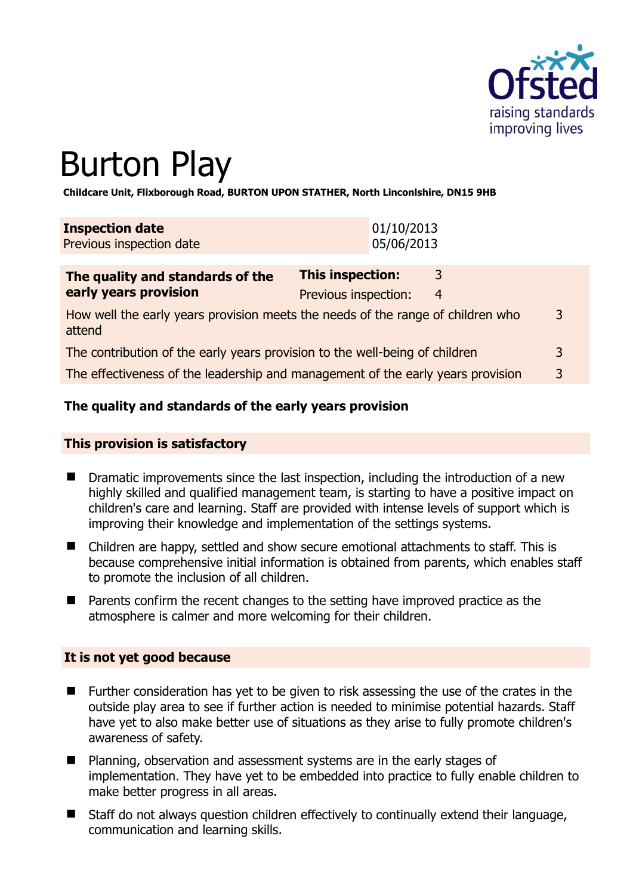# Burton Play

**Childcare Unit, Flixborough Road, BURTON UPON STATHER, North Lincolnshire, DN15 9HB**

| **Inspection date** | 01/10/2013 |
|---|---|
| Previous inspection date | 05/06/2013 |

| **The quality and standards of the early years provision** | **This inspection:** | 3 |
|---|---|---|
| | Previous inspection: | 4 |
| How well the early years provision meets the needs of the range of children who attend | | 3 |
| The contribution of the early years provision to the well-being of children | | 3 |
| The effectiveness of the leadership and management of the early years provision | | 3 |

**The quality and standards of the early years provision**

**This provision is satisfactory**

- Dramatic improvements since the last inspection, including the introduction of a new highly skilled and qualified management team, is starting to have a positive impact on children's care and learning. Staff are provided with intense levels of support which is improving their knowledge and implementation of the settings systems.
- Children are happy, settled and show secure emotional attachments to staff. This is because comprehensive initial information is obtained from parents, which enables staff to promote the inclusion of all children.
- Parents confirm the recent changes to the setting have improved practice as the atmosphere is calmer and more welcoming for their children.

**It is not yet good because**

- Further consideration has yet to be given to risk assessing the use of the crates in the outside play area to see if further action is needed to minimise potential hazards. Staff have yet to also make better use of situations as they arise to fully promote children's awareness of safety.
- Planning, observation and assessment systems are in the early stages of implementation. They have yet to be embedded into practice to fully enable children to make better progress in all areas.
- Staff do not always question children effectively to continually extend their language, communication and learning skills.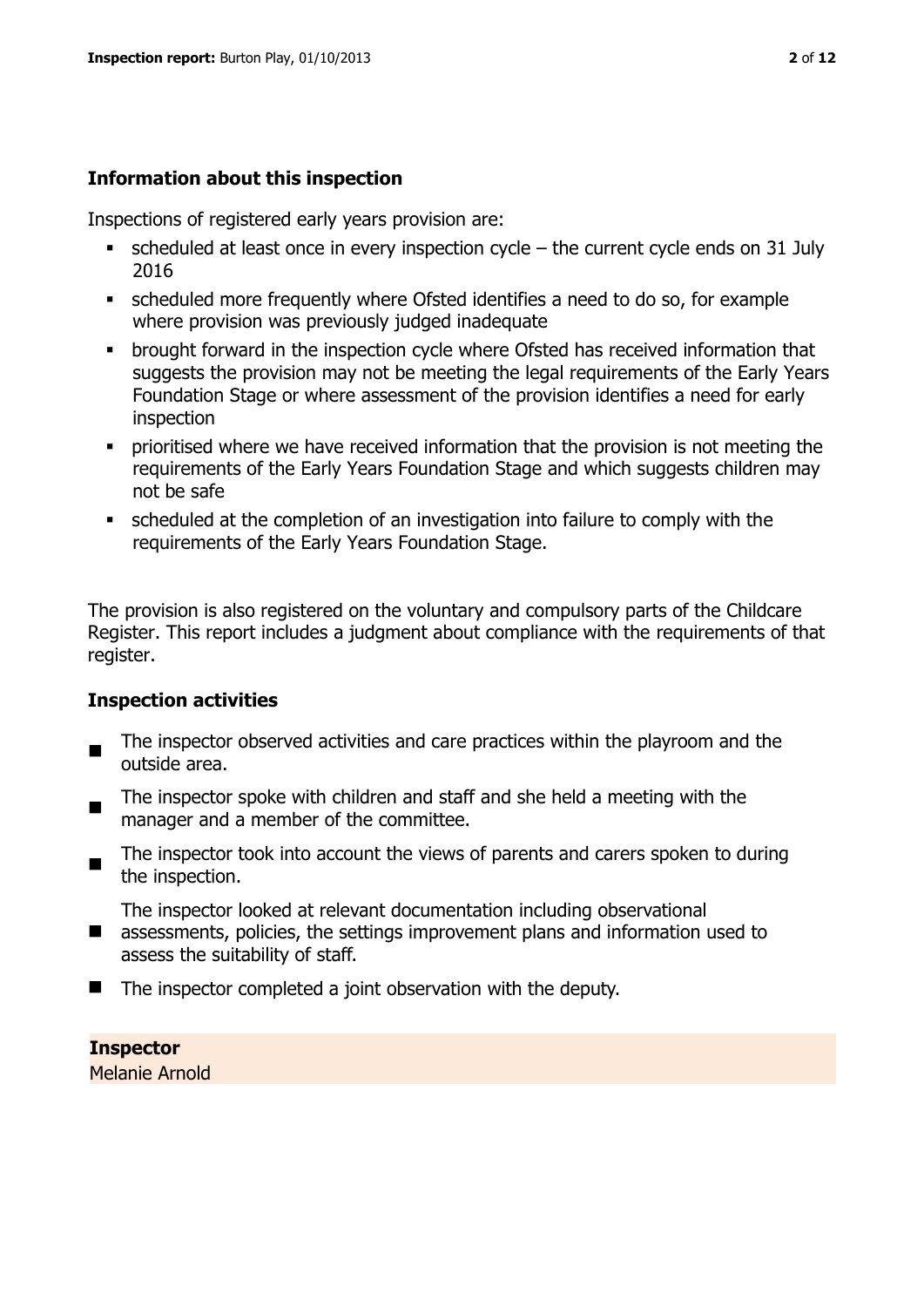## Information about this inspection

Inspections of registered early years provision are:

- scheduled at least once in every inspection cycle – the current cycle ends on 31 July 2016
- scheduled more frequently where Ofsted identifies a need to do so, for example where provision was previously judged inadequate
- brought forward in the inspection cycle where Ofsted has received information that suggests the provision may not be meeting the legal requirements of the Early Years Foundation Stage or where assessment of the provision identifies a need for early inspection
- prioritised where we have received information that the provision is not meeting the requirements of the Early Years Foundation Stage and which suggests children may not be safe
- scheduled at the completion of an investigation into failure to comply with the requirements of the Early Years Foundation Stage.

The provision is also registered on the voluntary and compulsory parts of the Childcare Register. This report includes a judgment about compliance with the requirements of that register.

## Inspection activities

- The inspector observed activities and care practices within the playroom and the outside area.
- The inspector spoke with children and staff and she held a meeting with the manager and a member of the committee.
- The inspector took into account the views of parents and carers spoken to during the inspection.
- The inspector looked at relevant documentation including observational assessments, policies, the settings improvement plans and information used to assess the suitability of staff.
- The inspector completed a joint observation with the deputy.

**Inspector**
Melanie Arnold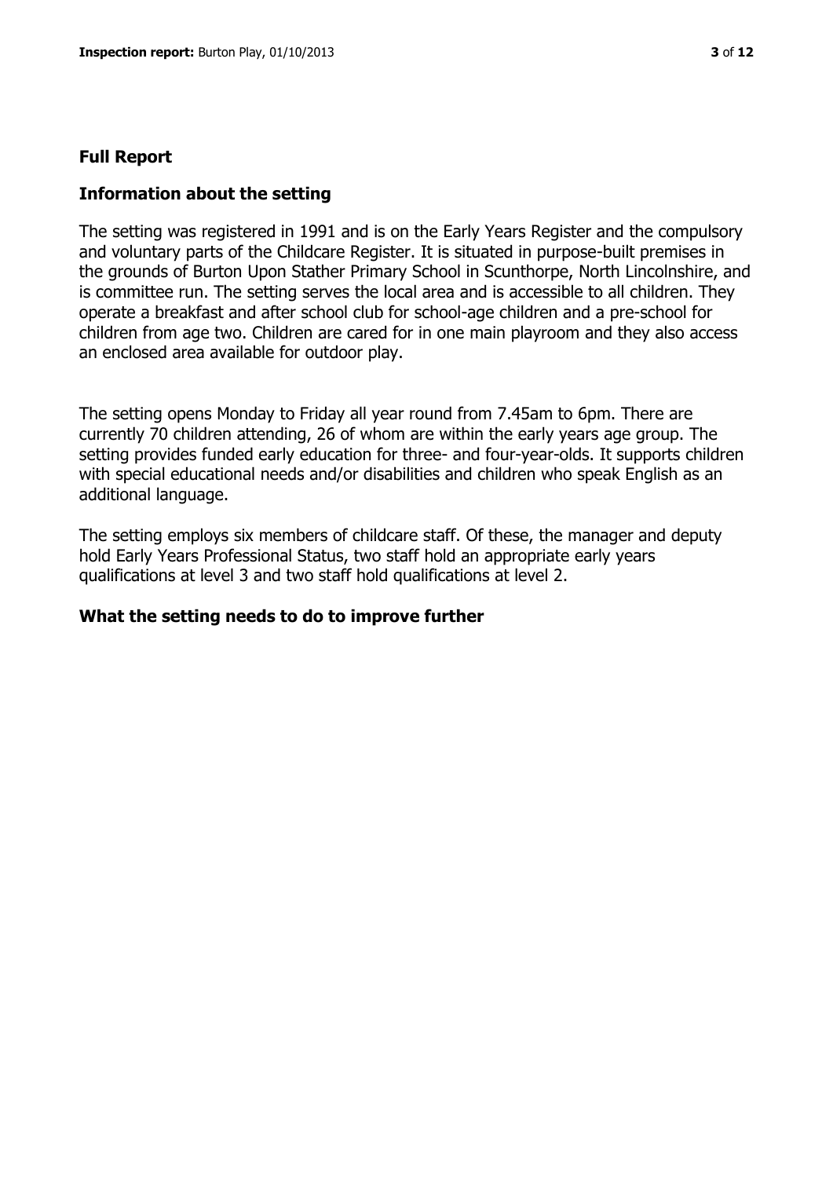## Full Report

### Information about the setting

The setting was registered in 1991 and is on the Early Years Register and the compulsory and voluntary parts of the Childcare Register. It is situated in purpose-built premises in the grounds of Burton Upon Stather Primary School in Scunthorpe, North Lincolnshire, and is committee run. The setting serves the local area and is accessible to all children. They operate a breakfast and after school club for school-age children and a pre-school for children from age two. Children are cared for in one main playroom and they also access an enclosed area available for outdoor play.

The setting opens Monday to Friday all year round from 7.45am to 6pm. There are currently 70 children attending, 26 of whom are within the early years age group. The setting provides funded early education for three- and four-year-olds. It supports children with special educational needs and/or disabilities and children who speak English as an additional language.

The setting employs six members of childcare staff. Of these, the manager and deputy hold Early Years Professional Status, two staff hold an appropriate early years qualifications at level 3 and two staff hold qualifications at level 2.

### What the setting needs to do to improve further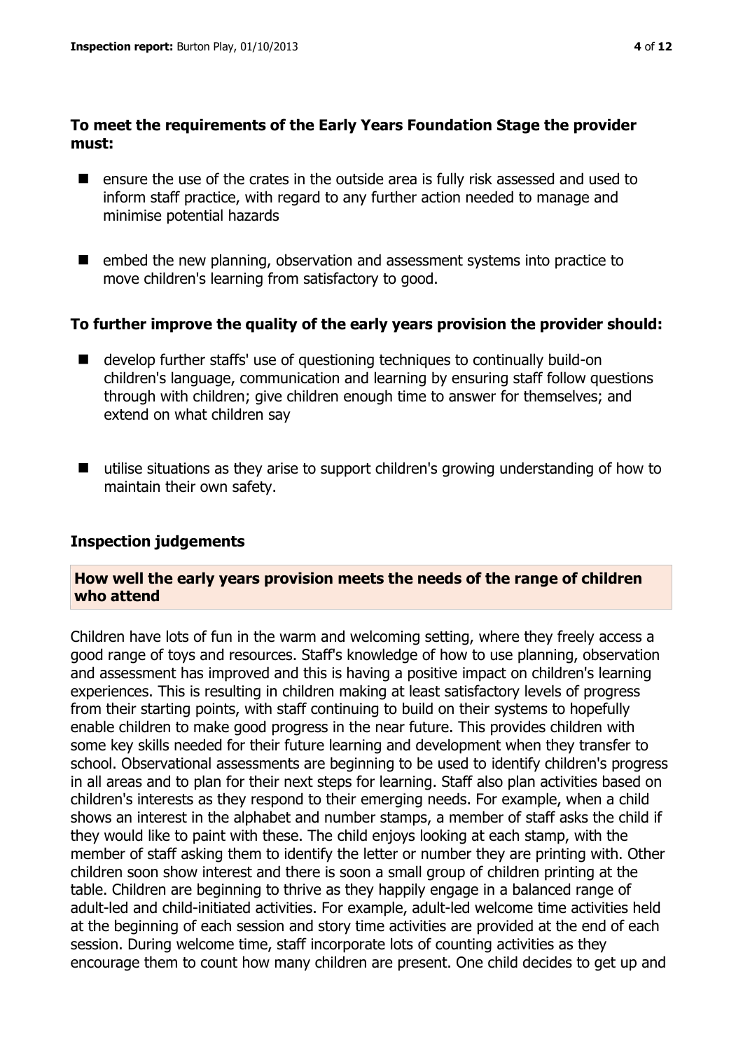**To meet the requirements of the Early Years Foundation Stage the provider must:**

- ensure the use of the crates in the outside area is fully risk assessed and used to inform staff practice, with regard to any further action needed to manage and minimise potential hazards
- embed the new planning, observation and assessment systems into practice to move children's learning from satisfactory to good.

**To further improve the quality of the early years provision the provider should:**

- develop further staffs' use of questioning techniques to continually build-on children's language, communication and learning by ensuring staff follow questions through with children; give children enough time to answer for themselves; and extend on what children say
- utilise situations as they arise to support children's growing understanding of how to maintain their own safety.

## Inspection judgements

### How well the early years provision meets the needs of the range of children who attend

Children have lots of fun in the warm and welcoming setting, where they freely access a good range of toys and resources. Staff's knowledge of how to use planning, observation and assessment has improved and this is having a positive impact on children's learning experiences. This is resulting in children making at least satisfactory levels of progress from their starting points, with staff continuing to build on their systems to hopefully enable children to make good progress in the near future. This provides children with some key skills needed for their future learning and development when they transfer to school. Observational assessments are beginning to be used to identify children's progress in all areas and to plan for their next steps for learning. Staff also plan activities based on children's interests as they respond to their emerging needs. For example, when a child shows an interest in the alphabet and number stamps, a member of staff asks the child if they would like to paint with these. The child enjoys looking at each stamp, with the member of staff asking them to identify the letter or number they are printing with. Other children soon show interest and there is soon a small group of children printing at the table. Children are beginning to thrive as they happily engage in a balanced range of adult-led and child-initiated activities. For example, adult-led welcome time activities held at the beginning of each session and story time activities are provided at the end of each session. During welcome time, staff incorporate lots of counting activities as they encourage them to count how many children are present. One child decides to get up and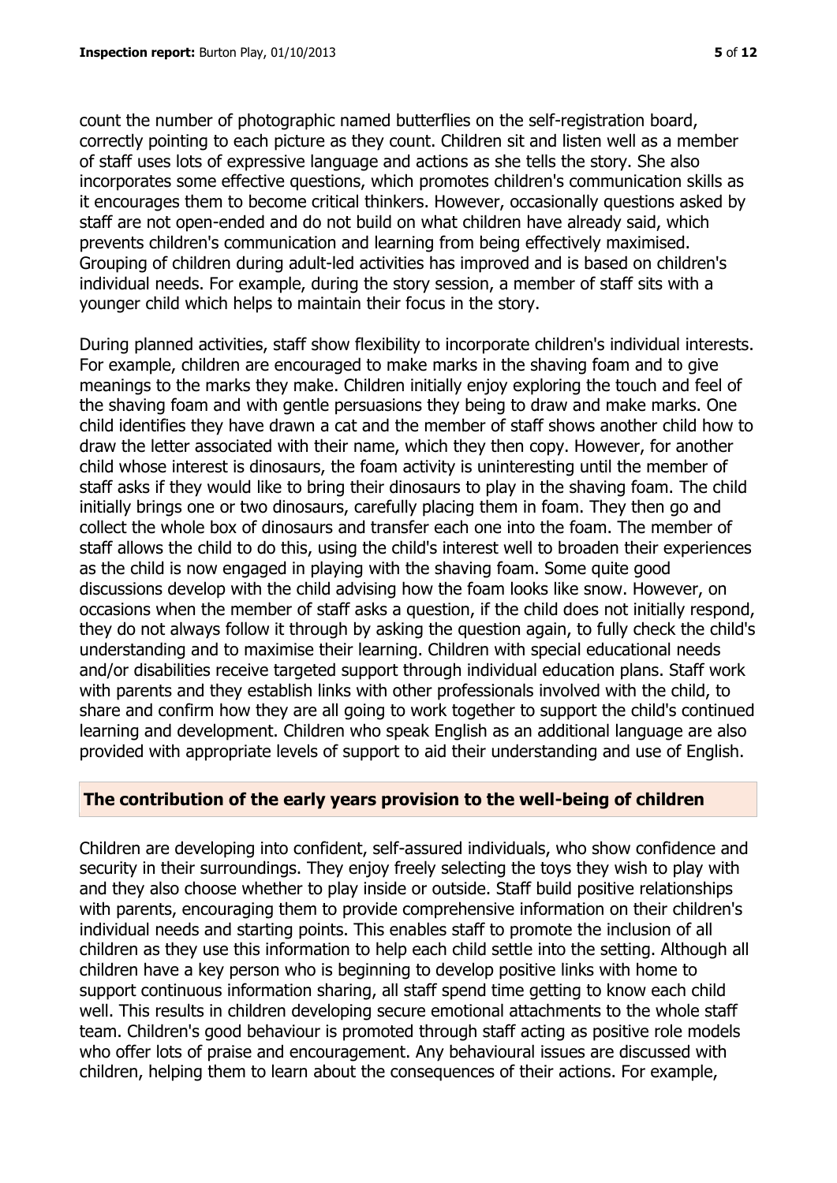count the number of photographic named butterflies on the self-registration board, correctly pointing to each picture as they count. Children sit and listen well as a member of staff uses lots of expressive language and actions as she tells the story. She also incorporates some effective questions, which promotes children's communication skills as it encourages them to become critical thinkers. However, occasionally questions asked by staff are not open-ended and do not build on what children have already said, which prevents children's communication and learning from being effectively maximised. Grouping of children during adult-led activities has improved and is based on children's individual needs. For example, during the story session, a member of staff sits with a younger child which helps to maintain their focus in the story.

During planned activities, staff show flexibility to incorporate children's individual interests. For example, children are encouraged to make marks in the shaving foam and to give meanings to the marks they make. Children initially enjoy exploring the touch and feel of the shaving foam and with gentle persuasions they being to draw and make marks. One child identifies they have drawn a cat and the member of staff shows another child how to draw the letter associated with their name, which they then copy. However, for another child whose interest is dinosaurs, the foam activity is uninteresting until the member of staff asks if they would like to bring their dinosaurs to play in the shaving foam. The child initially brings one or two dinosaurs, carefully placing them in foam. They then go and collect the whole box of dinosaurs and transfer each one into the foam. The member of staff allows the child to do this, using the child's interest well to broaden their experiences as the child is now engaged in playing with the shaving foam. Some quite good discussions develop with the child advising how the foam looks like snow. However, on occasions when the member of staff asks a question, if the child does not initially respond, they do not always follow it through by asking the question again, to fully check the child's understanding and to maximise their learning. Children with special educational needs and/or disabilities receive targeted support through individual education plans. Staff work with parents and they establish links with other professionals involved with the child, to share and confirm how they are all going to work together to support the child's continued learning and development. Children who speak English as an additional language are also provided with appropriate levels of support to aid their understanding and use of English.

## The contribution of the early years provision to the well-being of children

Children are developing into confident, self-assured individuals, who show confidence and security in their surroundings. They enjoy freely selecting the toys they wish to play with and they also choose whether to play inside or outside. Staff build positive relationships with parents, encouraging them to provide comprehensive information on their children's individual needs and starting points. This enables staff to promote the inclusion of all children as they use this information to help each child settle into the setting. Although all children have a key person who is beginning to develop positive links with home to support continuous information sharing, all staff spend time getting to know each child well. This results in children developing secure emotional attachments to the whole staff team. Children's good behaviour is promoted through staff acting as positive role models who offer lots of praise and encouragement. Any behavioural issues are discussed with children, helping them to learn about the consequences of their actions. For example,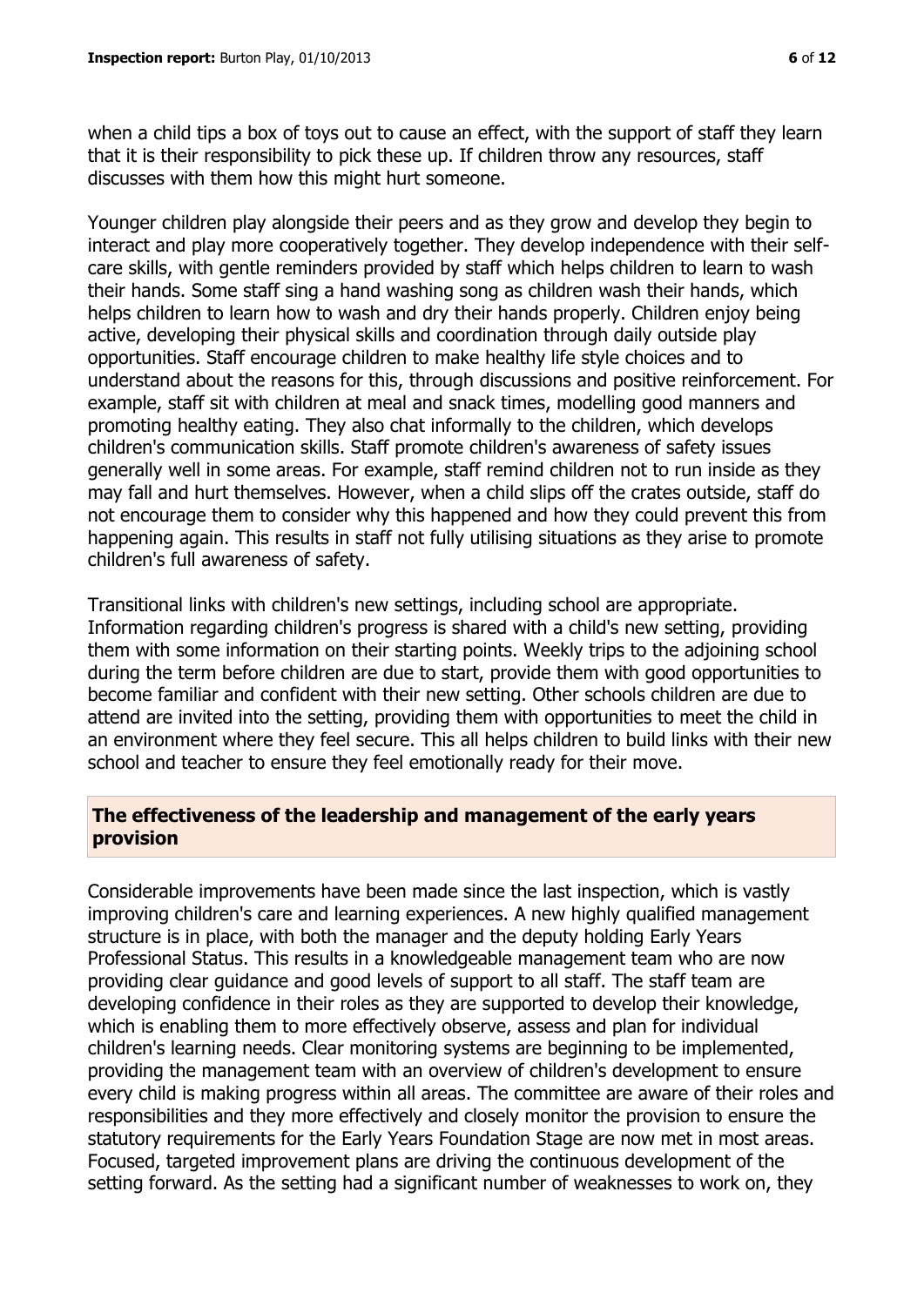when a child tips a box of toys out to cause an effect, with the support of staff they learn that it is their responsibility to pick these up. If children throw any resources, staff discusses with them how this might hurt someone.

Younger children play alongside their peers and as they grow and develop they begin to interact and play more cooperatively together. They develop independence with their self-care skills, with gentle reminders provided by staff which helps children to learn to wash their hands. Some staff sing a hand washing song as children wash their hands, which helps children to learn how to wash and dry their hands properly. Children enjoy being active, developing their physical skills and coordination through daily outside play opportunities. Staff encourage children to make healthy life style choices and to understand about the reasons for this, through discussions and positive reinforcement. For example, staff sit with children at meal and snack times, modelling good manners and promoting healthy eating. They also chat informally to the children, which develops children's communication skills. Staff promote children's awareness of safety issues generally well in some areas. For example, staff remind children not to run inside as they may fall and hurt themselves. However, when a child slips off the crates outside, staff do not encourage them to consider why this happened and how they could prevent this from happening again. This results in staff not fully utilising situations as they arise to promote children's full awareness of safety.

Transitional links with children's new settings, including school are appropriate. Information regarding children's progress is shared with a child's new setting, providing them with some information on their starting points. Weekly trips to the adjoining school during the term before children are due to start, provide them with good opportunities to become familiar and confident with their new setting. Other schools children are due to attend are invited into the setting, providing them with opportunities to meet the child in an environment where they feel secure. This all helps children to build links with their new school and teacher to ensure they feel emotionally ready for their move.

## The effectiveness of the leadership and management of the early years provision

Considerable improvements have been made since the last inspection, which is vastly improving children's care and learning experiences. A new highly qualified management structure is in place, with both the manager and the deputy holding Early Years Professional Status. This results in a knowledgeable management team who are now providing clear guidance and good levels of support to all staff. The staff team are developing confidence in their roles as they are supported to develop their knowledge, which is enabling them to more effectively observe, assess and plan for individual children's learning needs. Clear monitoring systems are beginning to be implemented, providing the management team with an overview of children's development to ensure every child is making progress within all areas. The committee are aware of their roles and responsibilities and they more effectively and closely monitor the provision to ensure the statutory requirements for the Early Years Foundation Stage are now met in most areas. Focused, targeted improvement plans are driving the continuous development of the setting forward. As the setting had a significant number of weaknesses to work on, they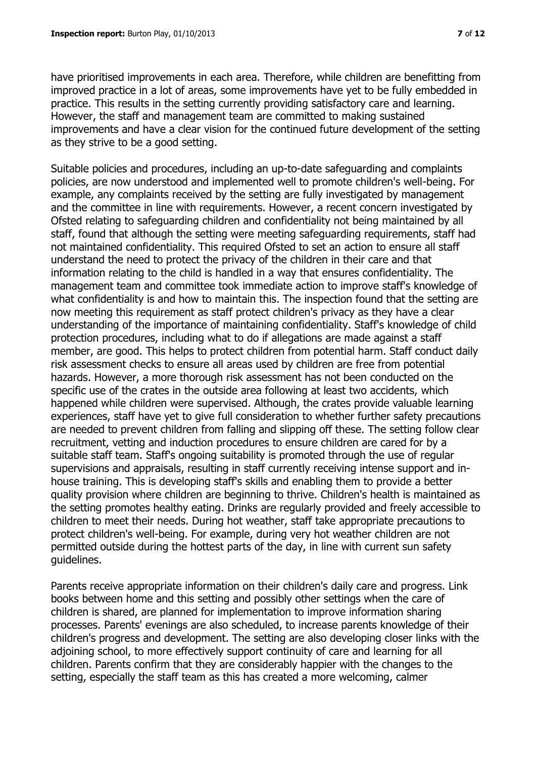have prioritised improvements in each area. Therefore, while children are benefitting from improved practice in a lot of areas, some improvements have yet to be fully embedded in practice. This results in the setting currently providing satisfactory care and learning. However, the staff and management team are committed to making sustained improvements and have a clear vision for the continued future development of the setting as they strive to be a good setting.

Suitable policies and procedures, including an up-to-date safeguarding and complaints policies, are now understood and implemented well to promote children's well-being. For example, any complaints received by the setting are fully investigated by management and the committee in line with requirements. However, a recent concern investigated by Ofsted relating to safeguarding children and confidentiality not being maintained by all staff, found that although the setting were meeting safeguarding requirements, staff had not maintained confidentiality. This required Ofsted to set an action to ensure all staff understand the need to protect the privacy of the children in their care and that information relating to the child is handled in a way that ensures confidentiality. The management team and committee took immediate action to improve staff's knowledge of what confidentiality is and how to maintain this. The inspection found that the setting are now meeting this requirement as staff protect children's privacy as they have a clear understanding of the importance of maintaining confidentiality. Staff's knowledge of child protection procedures, including what to do if allegations are made against a staff member, are good. This helps to protect children from potential harm. Staff conduct daily risk assessment checks to ensure all areas used by children are free from potential hazards. However, a more thorough risk assessment has not been conducted on the specific use of the crates in the outside area following at least two accidents, which happened while children were supervised. Although, the crates provide valuable learning experiences, staff have yet to give full consideration to whether further safety precautions are needed to prevent children from falling and slipping off these. The setting follow clear recruitment, vetting and induction procedures to ensure children are cared for by a suitable staff team. Staff's ongoing suitability is promoted through the use of regular supervisions and appraisals, resulting in staff currently receiving intense support and in-house training. This is developing staff's skills and enabling them to provide a better quality provision where children are beginning to thrive. Children's health is maintained as the setting promotes healthy eating. Drinks are regularly provided and freely accessible to children to meet their needs. During hot weather, staff take appropriate precautions to protect children's well-being. For example, during very hot weather children are not permitted outside during the hottest parts of the day, in line with current sun safety guidelines.

Parents receive appropriate information on their children's daily care and progress. Link books between home and this setting and possibly other settings when the care of children is shared, are planned for implementation to improve information sharing processes. Parents' evenings are also scheduled, to increase parents knowledge of their children's progress and development. The setting are also developing closer links with the adjoining school, to more effectively support continuity of care and learning for all children. Parents confirm that they are considerably happier with the changes to the setting, especially the staff team as this has created a more welcoming, calmer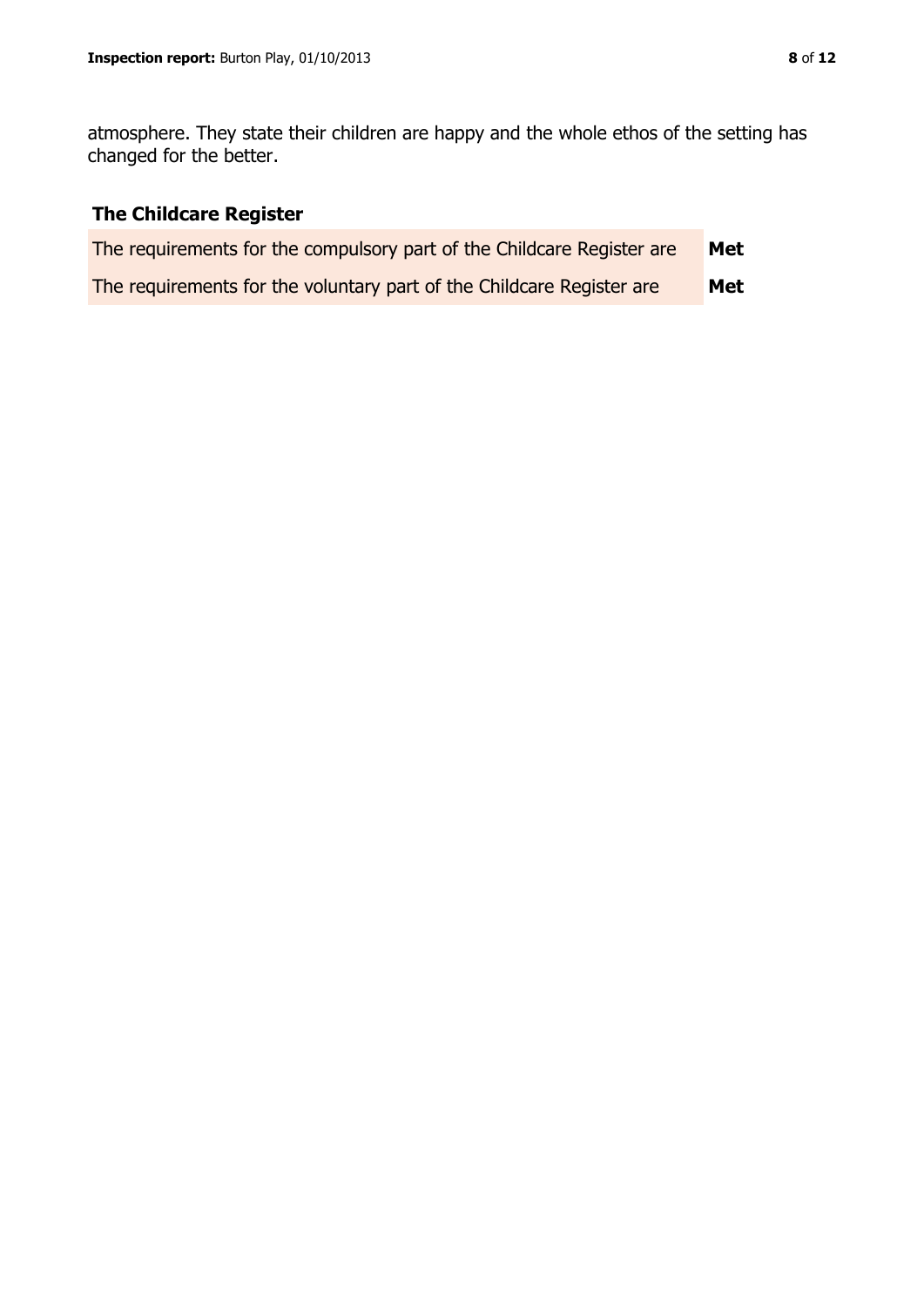atmosphere. They state their children are happy and the whole ethos of the setting has changed for the better.

## The Childcare Register

| | |
|---|---|
| The requirements for the compulsory part of the Childcare Register are | **Met** |
| The requirements for the voluntary part of the Childcare Register are | **Met** |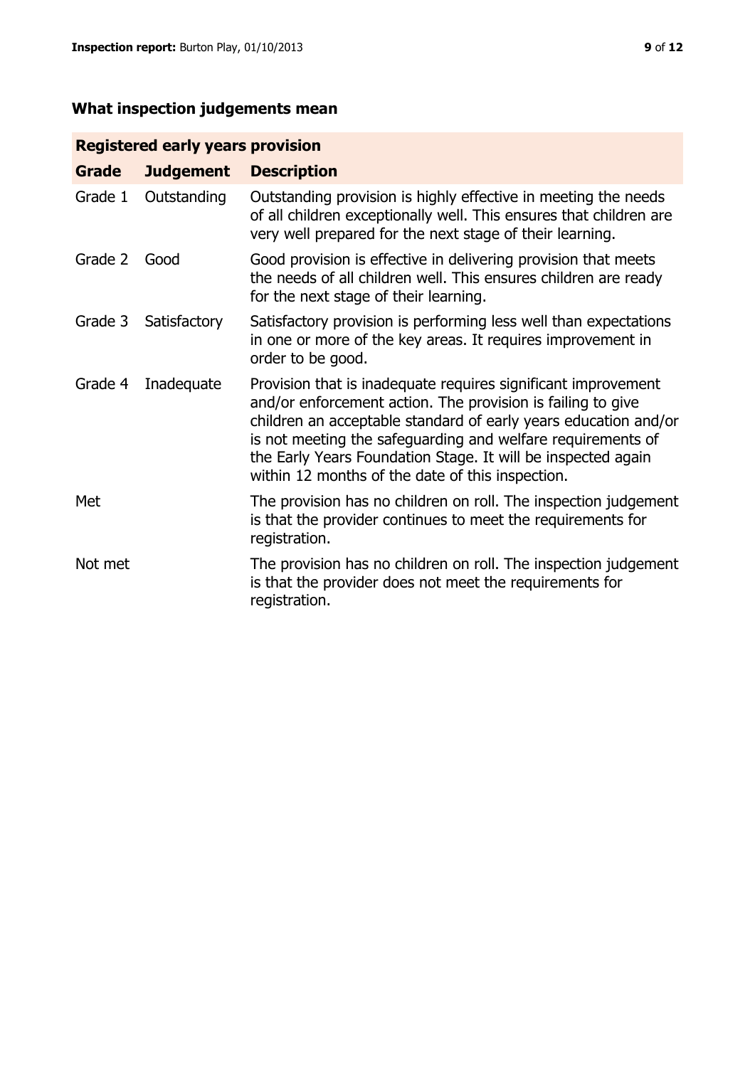## What inspection judgements mean

| Registered early years provision | | |
|---|---|---|
| **Grade** | **Judgement** | **Description** |
| Grade 1 | Outstanding | Outstanding provision is highly effective in meeting the needs of all children exceptionally well. This ensures that children are very well prepared for the next stage of their learning. |
| Grade 2 | Good | Good provision is effective in delivering provision that meets the needs of all children well. This ensures children are ready for the next stage of their learning. |
| Grade 3 | Satisfactory | Satisfactory provision is performing less well than expectations in one or more of the key areas. It requires improvement in order to be good. |
| Grade 4 | Inadequate | Provision that is inadequate requires significant improvement and/or enforcement action. The provision is failing to give children an acceptable standard of early years education and/or is not meeting the safeguarding and welfare requirements of the Early Years Foundation Stage. It will be inspected again within 12 months of the date of this inspection. |
| Met | | The provision has no children on roll. The inspection judgement is that the provider continues to meet the requirements for registration. |
| Not met | | The provision has no children on roll. The inspection judgement is that the provider does not meet the requirements for registration. |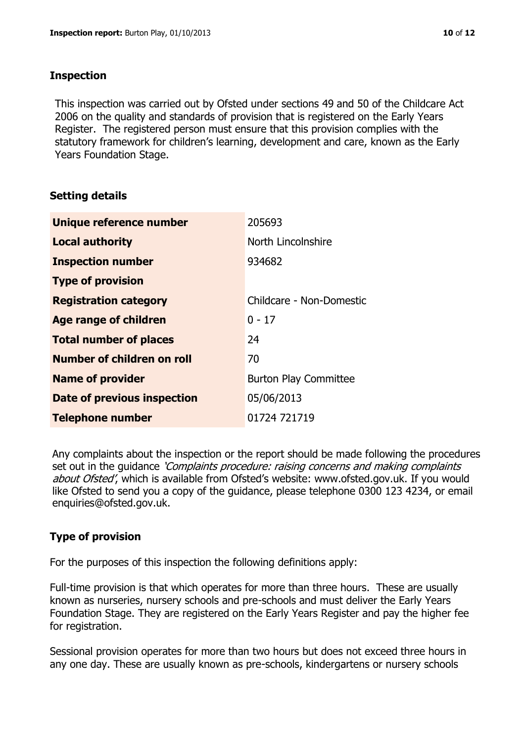## Inspection

This inspection was carried out by Ofsted under sections 49 and 50 of the Childcare Act 2006 on the quality and standards of provision that is registered on the Early Years Register. The registered person must ensure that this provision complies with the statutory framework for children's learning, development and care, known as the Early Years Foundation Stage.

## Setting details

| | |
|---|---|
| **Unique reference number** | 205693 |
| **Local authority** | North Lincolnshire |
| **Inspection number** | 934682 |
| **Type of provision** | |
| **Registration category** | Childcare - Non-Domestic |
| **Age range of children** | 0 - 17 |
| **Total number of places** | 24 |
| **Number of children on roll** | 70 |
| **Name of provider** | Burton Play Committee |
| **Date of previous inspection** | 05/06/2013 |
| **Telephone number** | 01724 721719 |

Any complaints about the inspection or the report should be made following the procedures set out in the guidance *'Complaints procedure: raising concerns and making complaints about Ofsted'*, which is available from Ofsted's website: www.ofsted.gov.uk. If you would like Ofsted to send you a copy of the guidance, please telephone 0300 123 4234, or email enquiries@ofsted.gov.uk.

## Type of provision

For the purposes of this inspection the following definitions apply:

Full-time provision is that which operates for more than three hours. These are usually known as nurseries, nursery schools and pre-schools and must deliver the Early Years Foundation Stage. They are registered on the Early Years Register and pay the higher fee for registration.

Sessional provision operates for more than two hours but does not exceed three hours in any one day. These are usually known as pre-schools, kindergartens or nursery schools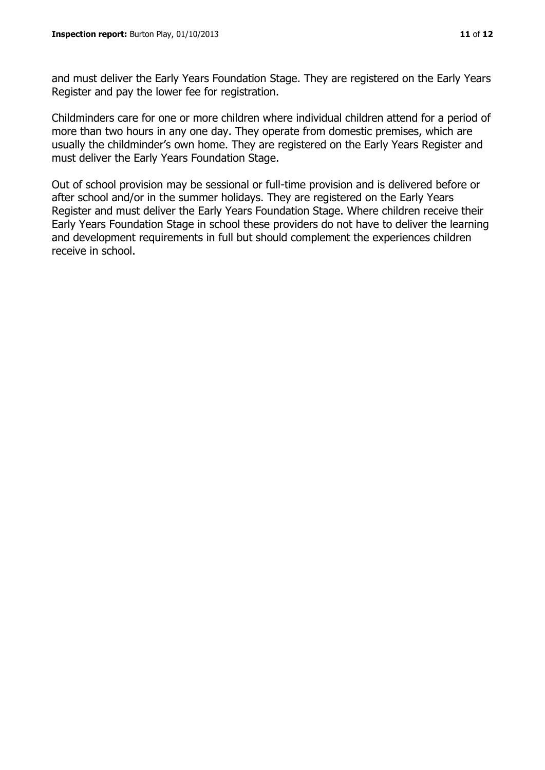and must deliver the Early Years Foundation Stage. They are registered on the Early Years Register and pay the lower fee for registration.

Childminders care for one or more children where individual children attend for a period of more than two hours in any one day. They operate from domestic premises, which are usually the childminder's own home. They are registered on the Early Years Register and must deliver the Early Years Foundation Stage.

Out of school provision may be sessional or full-time provision and is delivered before or after school and/or in the summer holidays. They are registered on the Early Years Register and must deliver the Early Years Foundation Stage. Where children receive their Early Years Foundation Stage in school these providers do not have to deliver the learning and development requirements in full but should complement the experiences children receive in school.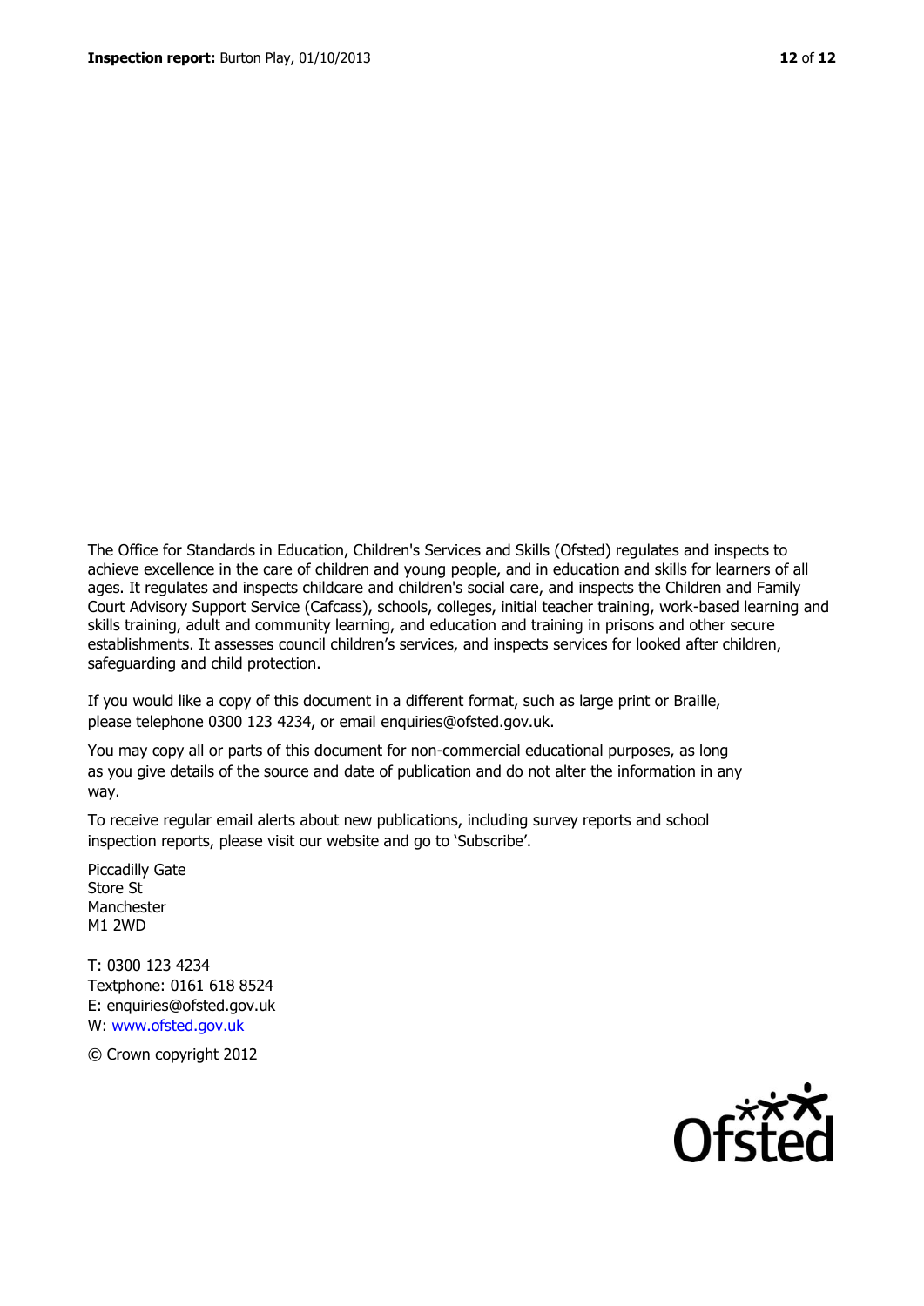The Office for Standards in Education, Children's Services and Skills (Ofsted) regulates and inspects to achieve excellence in the care of children and young people, and in education and skills for learners of all ages. It regulates and inspects childcare and children's social care, and inspects the Children and Family Court Advisory Support Service (Cafcass), schools, colleges, initial teacher training, work-based learning and skills training, adult and community learning, and education and training in prisons and other secure establishments. It assesses council children's services, and inspects services for looked after children, safeguarding and child protection.

If you would like a copy of this document in a different format, such as large print or Braille, please telephone 0300 123 4234, or email enquiries@ofsted.gov.uk.

You may copy all or parts of this document for non-commercial educational purposes, as long as you give details of the source and date of publication and do not alter the information in any way.

To receive regular email alerts about new publications, including survey reports and school inspection reports, please visit our website and go to 'Subscribe'.

Piccadilly Gate
Store St
Manchester
M1 2WD

T: 0300 123 4234
Textphone: 0161 618 8524
E: enquiries@ofsted.gov.uk
W: www.ofsted.gov.uk

© Crown copyright 2012

Ofsted